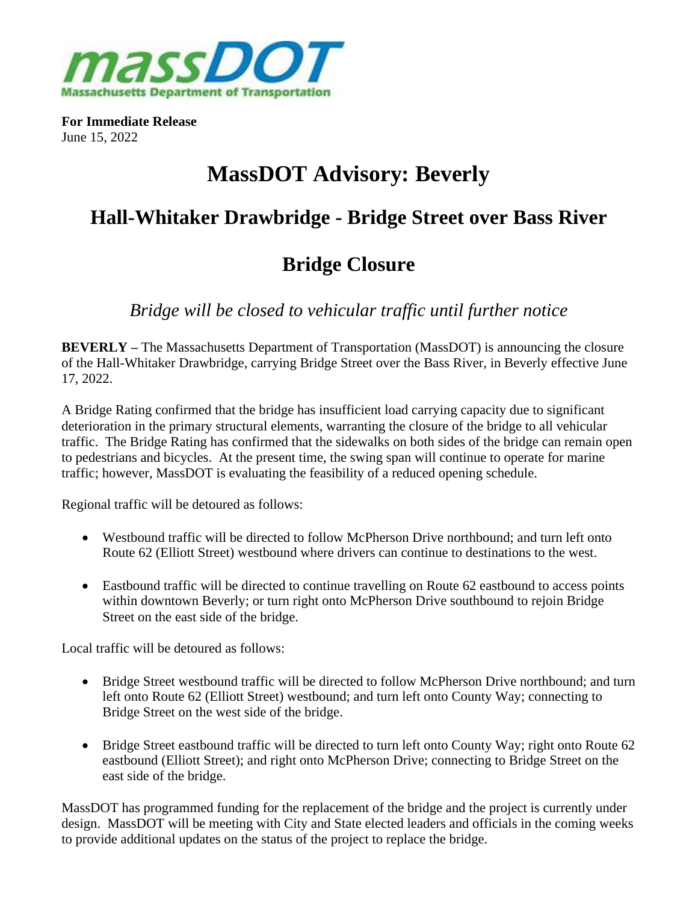**For Immediate Release**
June 15, 2022

# MassDOT Advisory: Beverly

## Hall-Whitaker Drawbridge - Bridge Street over Bass River

## Bridge Closure

*Bridge will be closed to vehicular traffic until further notice*

**BEVERLY –** The Massachusetts Department of Transportation (MassDOT) is announcing the closure of the Hall-Whitaker Drawbridge, carrying Bridge Street over the Bass River, in Beverly effective June 17, 2022.

A Bridge Rating confirmed that the bridge has insufficient load carrying capacity due to significant deterioration in the primary structural elements, warranting the closure of the bridge to all vehicular traffic. The Bridge Rating has confirmed that the sidewalks on both sides of the bridge can remain open to pedestrians and bicycles. At the present time, the swing span will continue to operate for marine traffic; however, MassDOT is evaluating the feasibility of a reduced opening schedule.

Regional traffic will be detoured as follows:

- Westbound traffic will be directed to follow McPherson Drive northbound; and turn left onto Route 62 (Elliott Street) westbound where drivers can continue to destinations to the west.
- Eastbound traffic will be directed to continue travelling on Route 62 eastbound to access points within downtown Beverly; or turn right onto McPherson Drive southbound to rejoin Bridge Street on the east side of the bridge.

Local traffic will be detoured as follows:

- Bridge Street westbound traffic will be directed to follow McPherson Drive northbound; and turn left onto Route 62 (Elliott Street) westbound; and turn left onto County Way; connecting to Bridge Street on the west side of the bridge.
- Bridge Street eastbound traffic will be directed to turn left onto County Way; right onto Route 62 eastbound (Elliott Street); and right onto McPherson Drive; connecting to Bridge Street on the east side of the bridge.

MassDOT has programmed funding for the replacement of the bridge and the project is currently under design. MassDOT will be meeting with City and State elected leaders and officials in the coming weeks to provide additional updates on the status of the project to replace the bridge.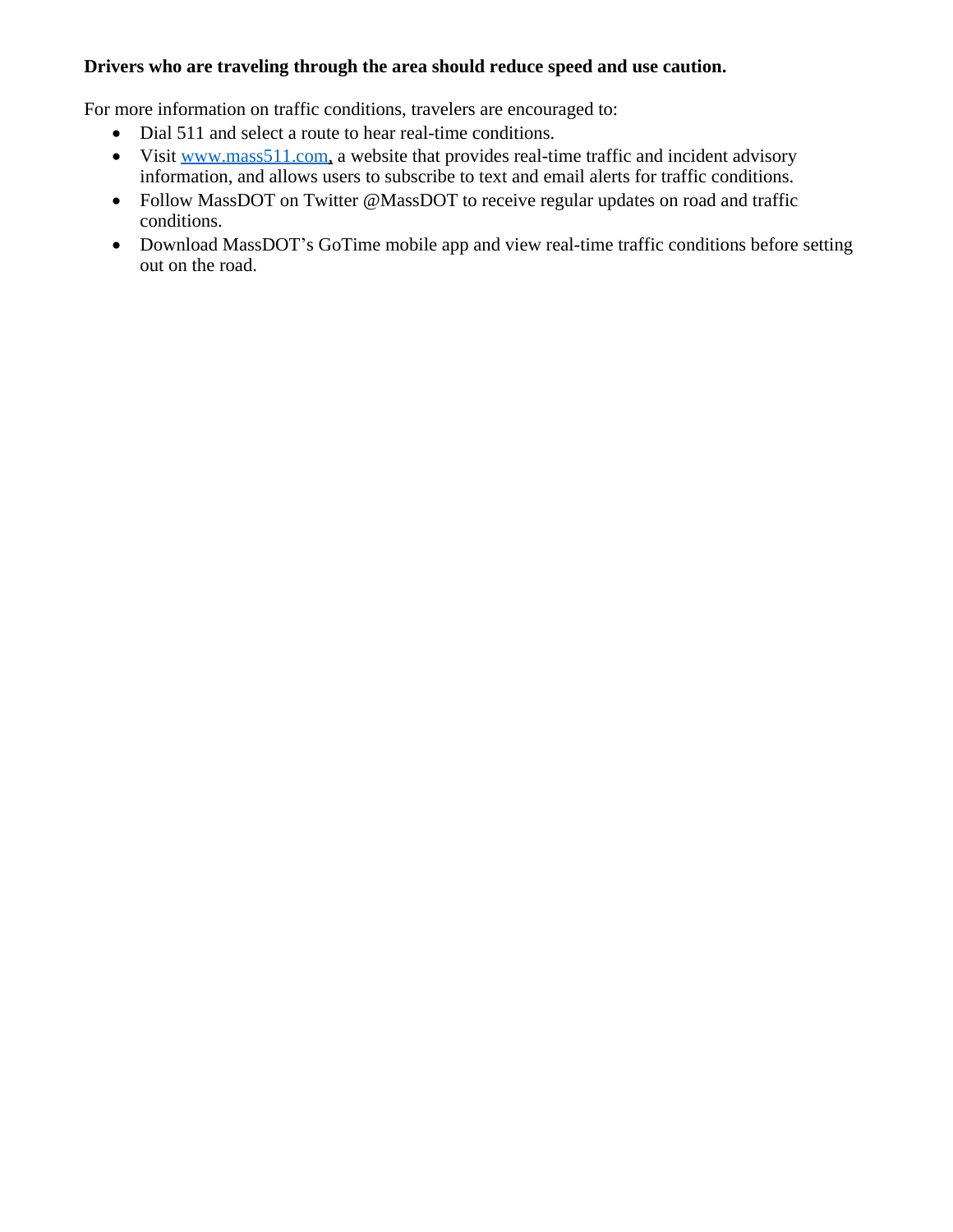**Drivers who are traveling through the area should reduce speed and use caution.**

For more information on traffic conditions, travelers are encouraged to:

- Dial 511 and select a route to hear real-time conditions.
- Visit www.mass511.com, a website that provides real-time traffic and incident advisory information, and allows users to subscribe to text and email alerts for traffic conditions.
- Follow MassDOT on Twitter @MassDOT to receive regular updates on road and traffic conditions.
- Download MassDOT's GoTime mobile app and view real-time traffic conditions before setting out on the road.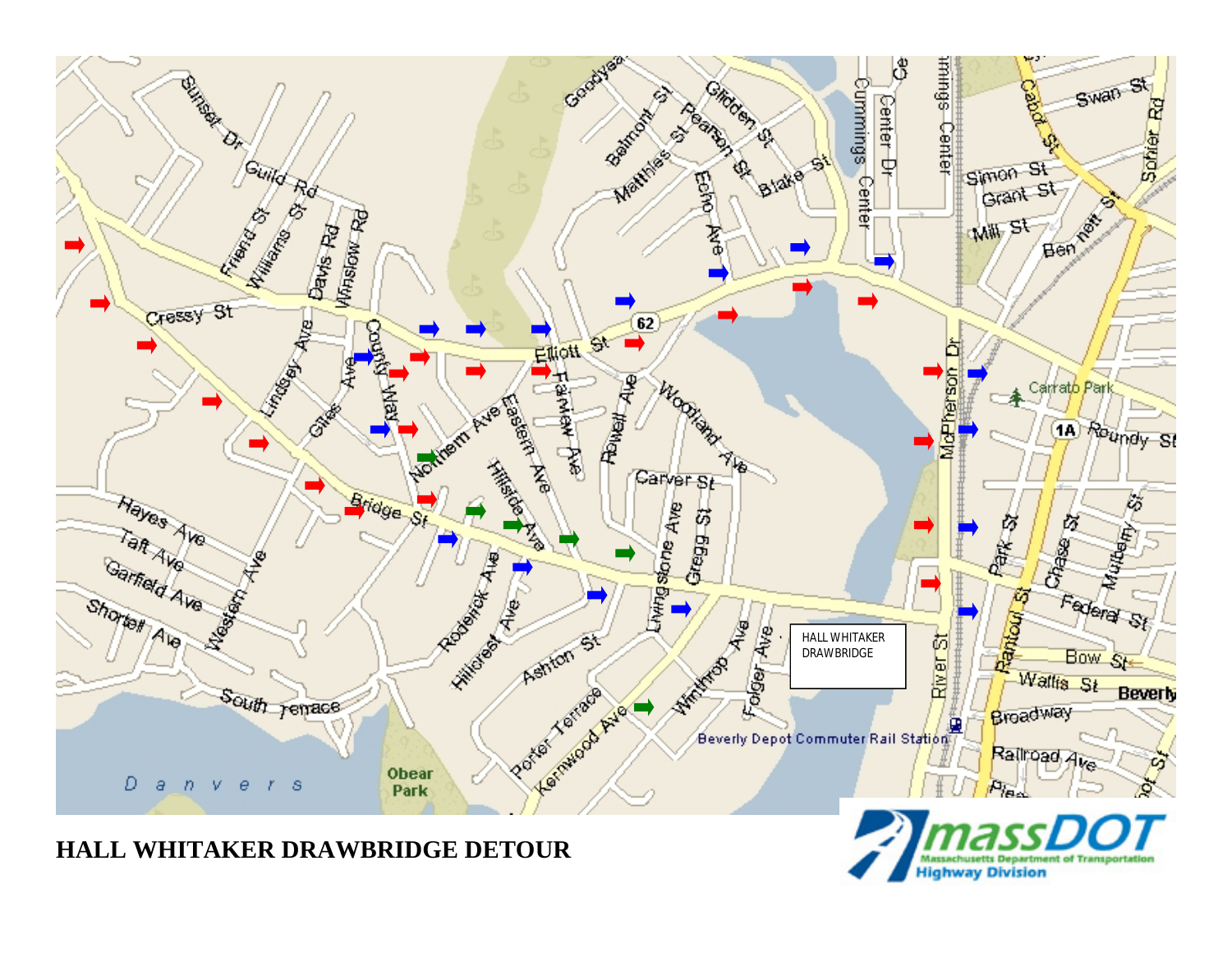HALL WHITAKER DRAWBRIDGE

# HALL WHITAKER DRAWBRIDGE DETOUR